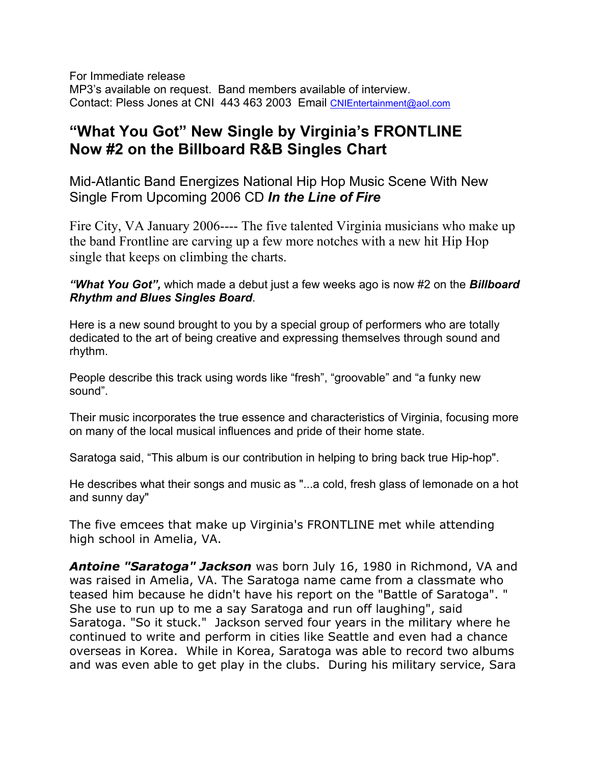For Immediate release
MP3's available on request. Band members available of interview.
Contact: Pless Jones at CNI 443 463 2003 Email CNIEntertainment@aol.com

# "What You Got" New Single by Virginia's FRONTLINE Now #2 on the Billboard R&B Singles Chart

## Mid-Atlantic Band Energizes National Hip Hop Music Scene With New Single From Upcoming 2006 CD *In the Line of Fire*

Fire City, VA January 2006---- The five talented Virginia musicians who make up the band Frontline are carving up a few more notches with a new hit Hip Hop single that keeps on climbing the charts.

***"What You Got",*** which made a debut just a few weeks ago is now #2 on the ***Billboard Rhythm and Blues Singles Board***.

Here is a new sound brought to you by a special group of performers who are totally dedicated to the art of being creative and expressing themselves through sound and rhythm.

People describe this track using words like "fresh", "groovable" and "a funky new sound".

Their music incorporates the true essence and characteristics of Virginia, focusing more on many of the local musical influences and pride of their home state.

Saratoga said, "This album is our contribution in helping to bring back true Hip-hop".

He describes what their songs and music as "...a cold, fresh glass of lemonade on a hot and sunny day"

The five emcees that make up Virginia's FRONTLINE met while attending high school in Amelia, VA.

***Antoine "Saratoga" Jackson*** was born July 16, 1980 in Richmond, VA and was raised in Amelia, VA. The Saratoga name came from a classmate who teased him because he didn't have his report on the "Battle of Saratoga". " She use to run up to me a say Saratoga and run off laughing", said Saratoga. "So it stuck." Jackson served four years in the military where he continued to write and perform in cities like Seattle and even had a chance overseas in Korea. While in Korea, Saratoga was able to record two albums and was even able to get play in the clubs. During his military service, Sara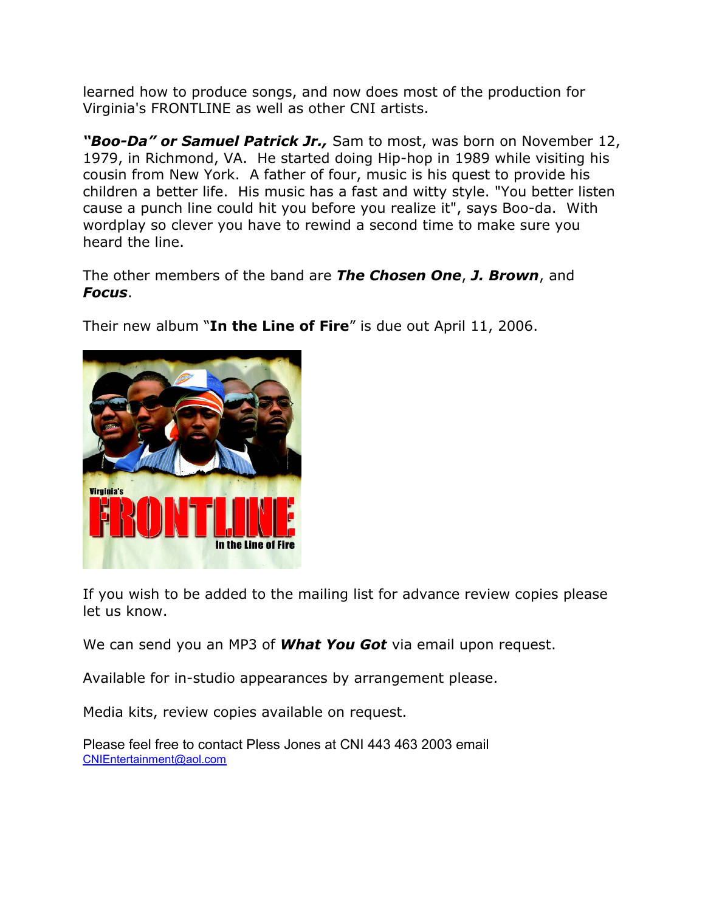learned how to produce songs, and now does most of the production for Virginia's FRONTLINE as well as other CNI artists.

***"Boo-Da" or Samuel Patrick Jr.,*** Sam to most, was born on November 12, 1979, in Richmond, VA. He started doing Hip-hop in 1989 while visiting his cousin from New York. A father of four, music is his quest to provide his children a better life. His music has a fast and witty style. "You better listen cause a punch line could hit you before you realize it", says Boo-da. With wordplay so clever you have to rewind a second time to make sure you heard the line.

The other members of the band are ***The Chosen One***, ***J. Brown***, and ***Focus***.

Their new album "**In the Line of Fire**" is due out April 11, 2006.

If you wish to be added to the mailing list for advance review copies please let us know.

We can send you an MP3 of ***What You Got*** via email upon request.

Available for in-studio appearances by arrangement please.

Media kits, review copies available on request.

Please feel free to contact Pless Jones at CNI 443 463 2003 email [CNIEntertainment@aol.com](mailto:CNIEntertainment@aol.com)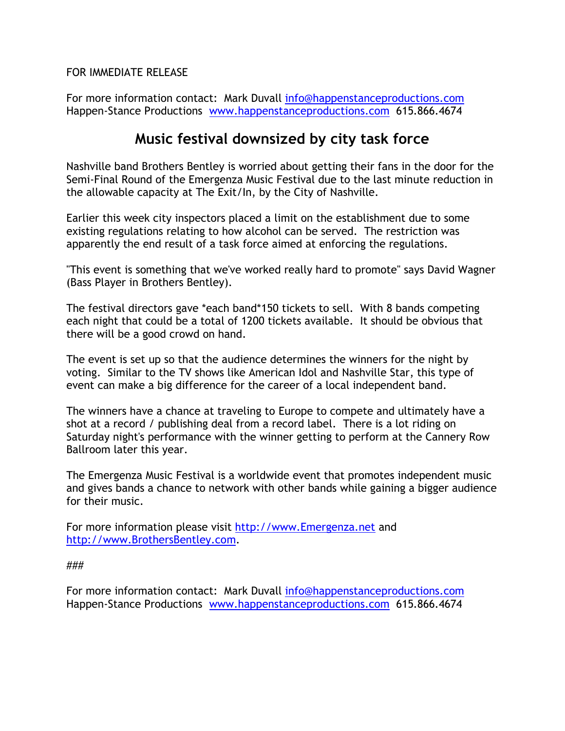FOR IMMEDIATE RELEASE

For more information contact: Mark Duvall info@happenstanceproductions.com
Happen-Stance Productions www.happenstanceproductions.com 615.866.4674

# Music festival downsized by city task force

Nashville band Brothers Bentley is worried about getting their fans in the door for the Semi-Final Round of the Emergenza Music Festival due to the last minute reduction in the allowable capacity at The Exit/In, by the City of Nashville.

Earlier this week city inspectors placed a limit on the establishment due to some existing regulations relating to how alcohol can be served. The restriction was apparently the end result of a task force aimed at enforcing the regulations.

"This event is something that we've worked really hard to promote" says David Wagner (Bass Player in Brothers Bentley).

The festival directors gave *each band*150 tickets to sell. With 8 bands competing each night that could be a total of 1200 tickets available. It should be obvious that there will be a good crowd on hand.

The event is set up so that the audience determines the winners for the night by voting. Similar to the TV shows like American Idol and Nashville Star, this type of event can make a big difference for the career of a local independent band.

The winners have a chance at traveling to Europe to compete and ultimately have a shot at a record / publishing deal from a record label. There is a lot riding on Saturday night's performance with the winner getting to perform at the Cannery Row Ballroom later this year.

The Emergenza Music Festival is a worldwide event that promotes independent music and gives bands a chance to network with other bands while gaining a bigger audience for their music.

For more information please visit http://www.Emergenza.net and http://www.BrothersBentley.com.

###

For more information contact: Mark Duvall info@happenstanceproductions.com
Happen-Stance Productions www.happenstanceproductions.com 615.866.4674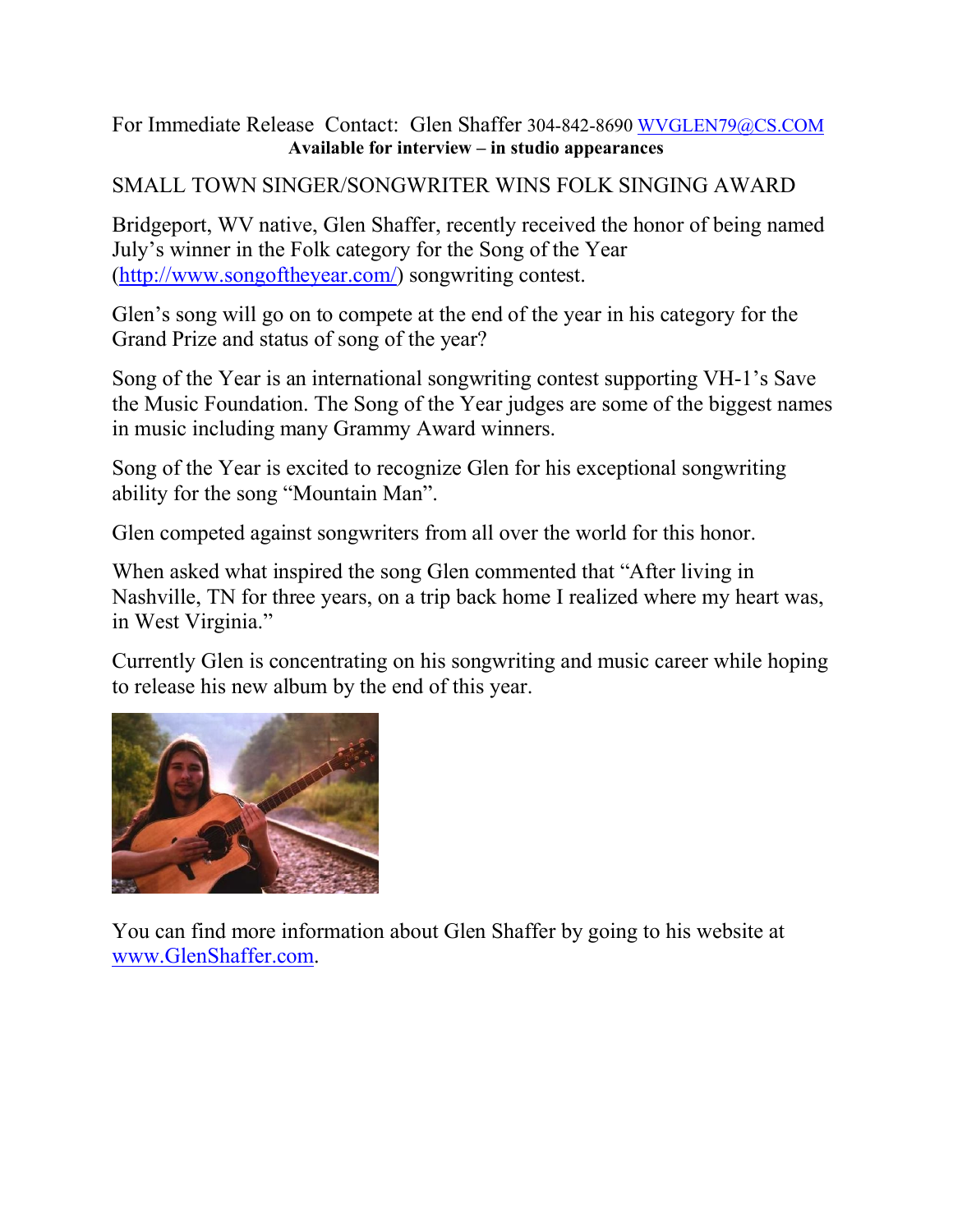For Immediate Release Contact: Glen Shaffer 304-842-8690 WVGLEN79@CS.COM

**Available for interview – in studio appearances**

SMALL TOWN SINGER/SONGWRITER WINS FOLK SINGING AWARD

Bridgeport, WV native, Glen Shaffer, recently received the honor of being named July's winner in the Folk category for the Song of the Year (http://www.songoftheyear.com/) songwriting contest.

Glen's song will go on to compete at the end of the year in his category for the Grand Prize and status of song of the year?

Song of the Year is an international songwriting contest supporting VH-1's Save the Music Foundation. The Song of the Year judges are some of the biggest names in music including many Grammy Award winners.

Song of the Year is excited to recognize Glen for his exceptional songwriting ability for the song "Mountain Man".

Glen competed against songwriters from all over the world for this honor.

When asked what inspired the song Glen commented that "After living in Nashville, TN for three years, on a trip back home I realized where my heart was, in West Virginia."

Currently Glen is concentrating on his songwriting and music career while hoping to release his new album by the end of this year.

You can find more information about Glen Shaffer by going to his website at www.GlenShaffer.com.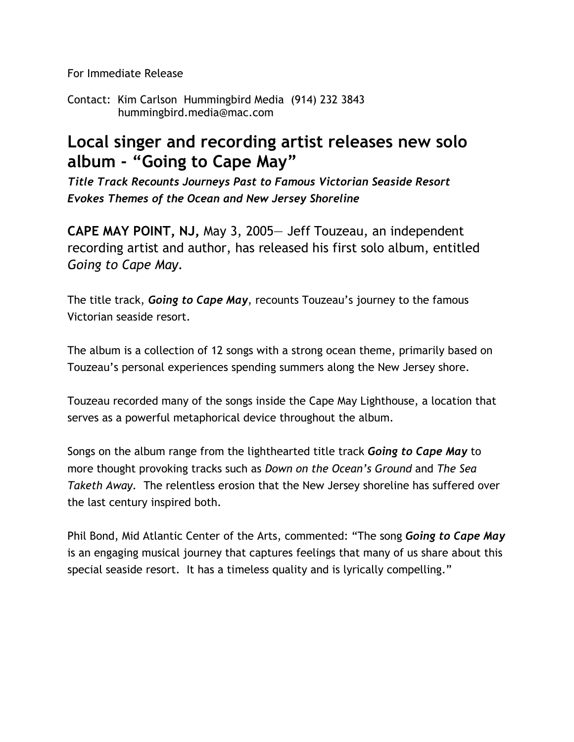For Immediate Release

Contact: Kim Carlson Hummingbird Media (914) 232 3843
hummingbird.media@mac.com

# Local singer and recording artist releases new solo album - "Going to Cape May"

***Title Track Recounts Journeys Past to Famous Victorian Seaside Resort***
***Evokes Themes of the Ocean and New Jersey Shoreline***

**CAPE MAY POINT, NJ,** May 3, 2005— Jeff Touzeau, an independent recording artist and author, has released his first solo album, entitled *Going to Cape May*.

The title track, ***Going to Cape May***, recounts Touzeau's journey to the famous Victorian seaside resort.

The album is a collection of 12 songs with a strong ocean theme, primarily based on Touzeau's personal experiences spending summers along the New Jersey shore.

Touzeau recorded many of the songs inside the Cape May Lighthouse, a location that serves as a powerful metaphorical device throughout the album.

Songs on the album range from the lighthearted title track ***Going to Cape May*** to more thought provoking tracks such as *Down on the Ocean's Ground* and *The Sea Taketh Away*. The relentless erosion that the New Jersey shoreline has suffered over the last century inspired both.

Phil Bond, Mid Atlantic Center of the Arts, commented: "The song ***Going to Cape May*** is an engaging musical journey that captures feelings that many of us share about this special seaside resort. It has a timeless quality and is lyrically compelling."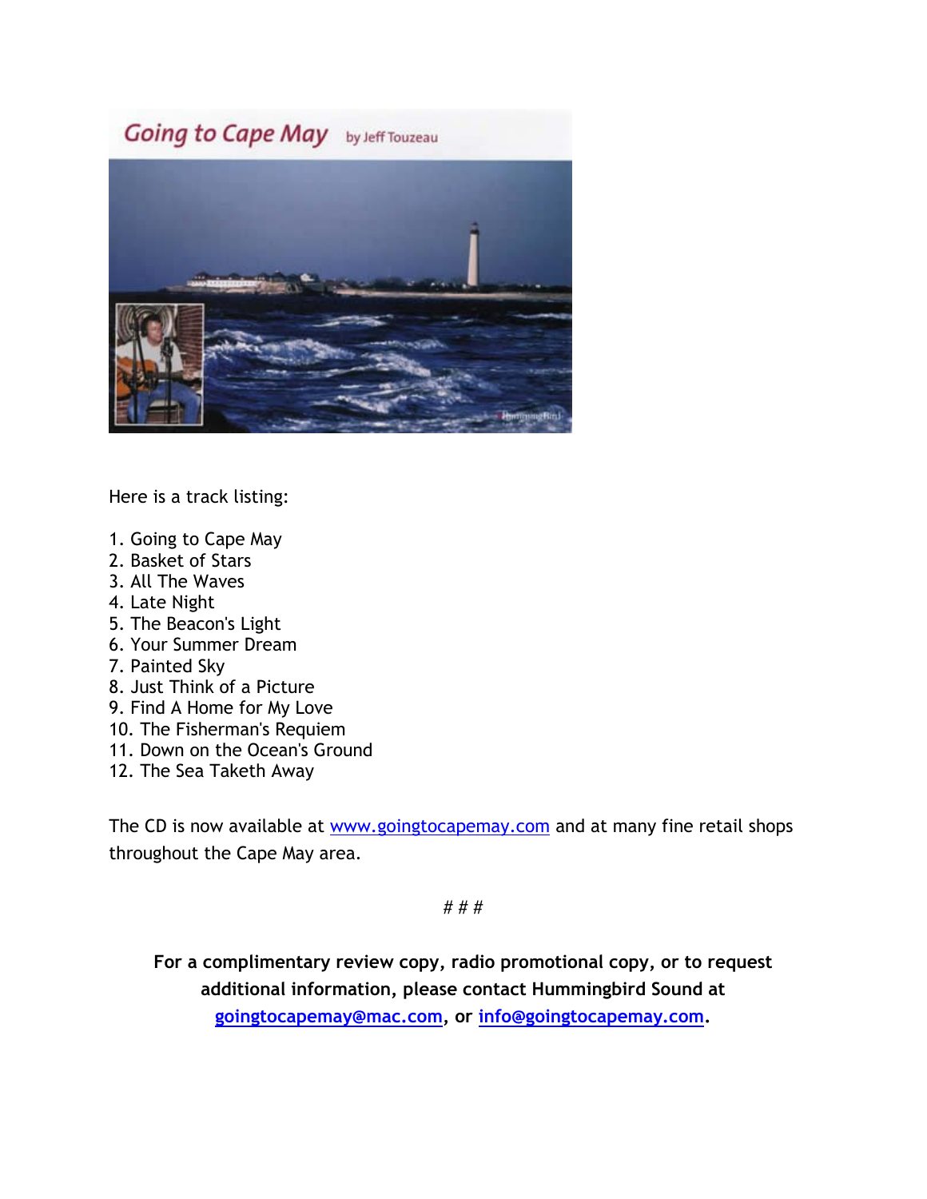Going to Cape May by Jeff Touzeau

Here is a track listing:

1. Going to Cape May
2. Basket of Stars
3. All The Waves
4. Late Night
5. The Beacon's Light
6. Your Summer Dream
7. Painted Sky
8. Just Think of a Picture
9. Find A Home for My Love
10. The Fisherman's Requiem
11. Down on the Ocean's Ground
12. The Sea Taketh Away

The CD is now available at www.goingtocapemay.com and at many fine retail shops throughout the Cape May area.

# # #

**For a complimentary review copy, radio promotional copy, or to request additional information, please contact Hummingbird Sound at goingtocapemay@mac.com, or info@goingtocapemay.com.**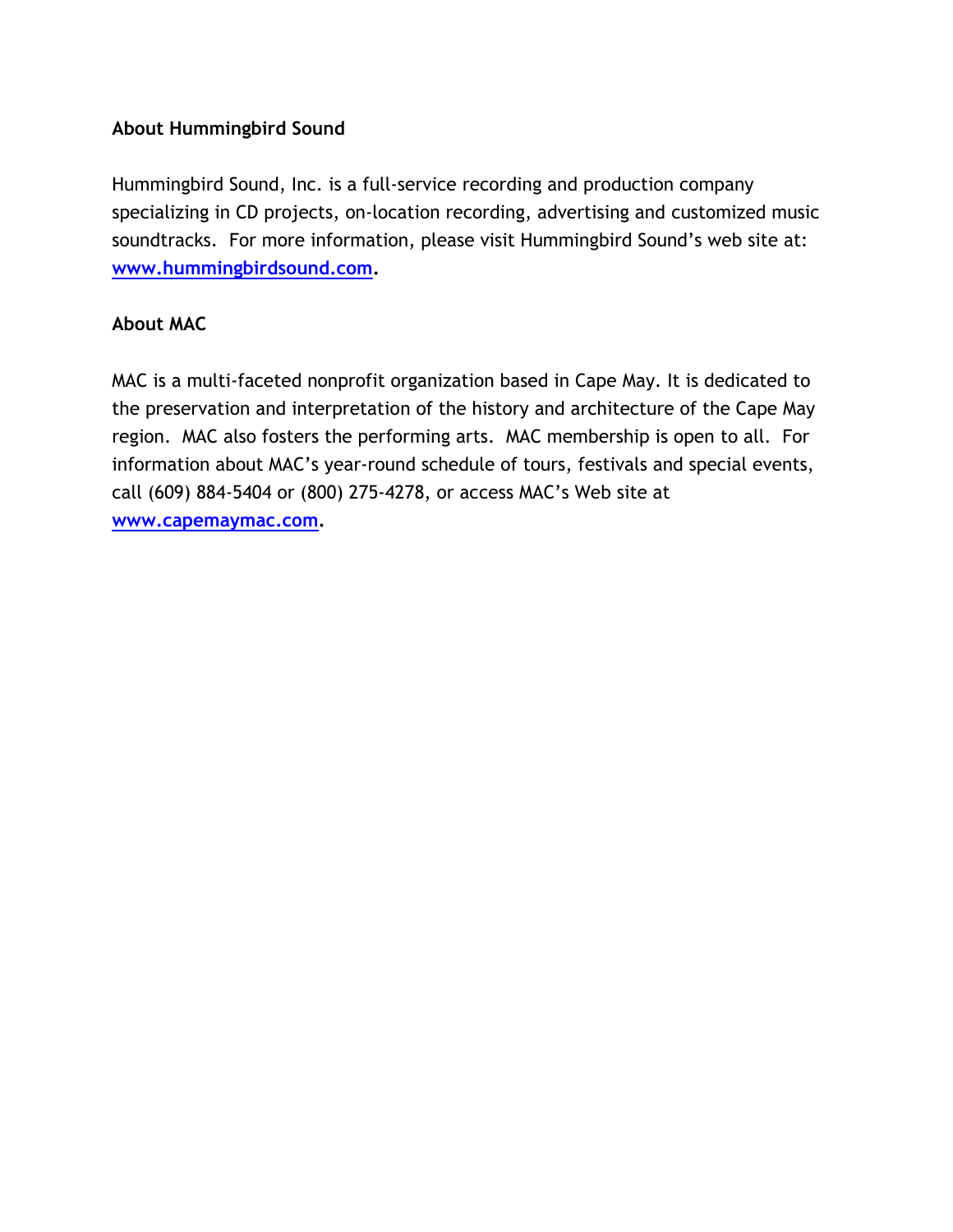**About Hummingbird Sound**

Hummingbird Sound, Inc. is a full-service recording and production company specializing in CD projects, on-location recording, advertising and customized music soundtracks. For more information, please visit Hummingbird Sound's web site at: **www.hummingbirdsound.com.**

**About MAC**

MAC is a multi-faceted nonprofit organization based in Cape May. It is dedicated to the preservation and interpretation of the history and architecture of the Cape May region. MAC also fosters the performing arts. MAC membership is open to all. For information about MAC's year-round schedule of tours, festivals and special events, call (609) 884-5404 or (800) 275-4278, or access MAC's Web site at **www.capemaymac.com.**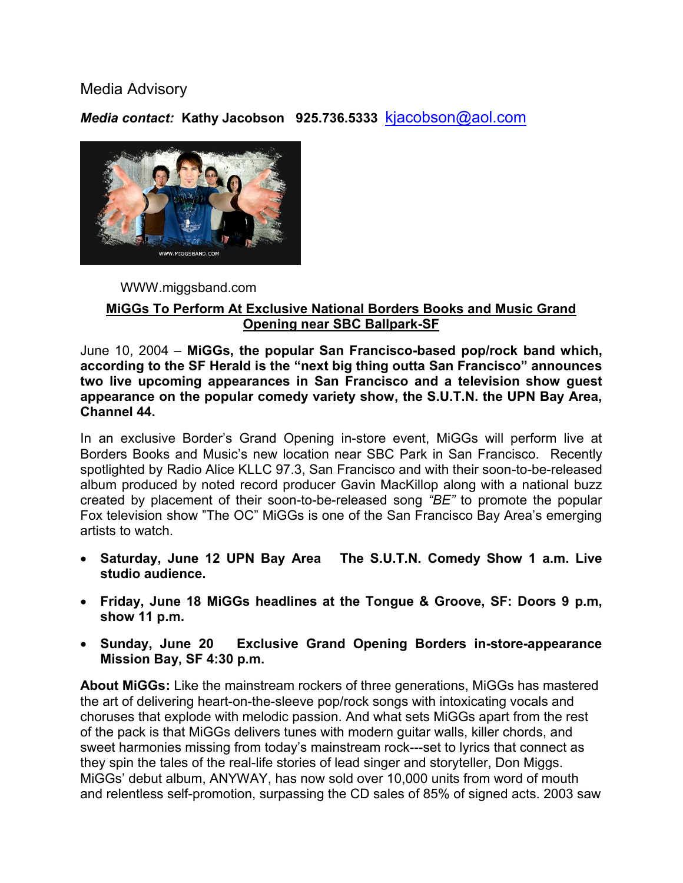Media Advisory

***Media contact:*** **Kathy Jacobson 925.736.5333** kjacobson@aol.com

WWW.miggsband.com

**MiGGs To Perform At Exclusive National Borders Books and Music Grand Opening near SBC Ballpark-SF**

June 10, 2004 – **MiGGs, the popular San Francisco-based pop/rock band which, according to the SF Herald is the "next big thing outta San Francisco" announces two live upcoming appearances in San Francisco and a television show guest appearance on the popular comedy variety show, the S.U.T.N. the UPN Bay Area, Channel 44.**

In an exclusive Border's Grand Opening in-store event, MiGGs will perform live at Borders Books and Music's new location near SBC Park in San Francisco. Recently spotlighted by Radio Alice KLLC 97.3, San Francisco and with their soon-to-be-released album produced by noted record producer Gavin MacKillop along with a national buzz created by placement of their soon-to-be-released song *"BE"* to promote the popular Fox television show "The OC" MiGGs is one of the San Francisco Bay Area's emerging artists to watch.

- **Saturday, June 12 UPN Bay Area The S.U.T.N. Comedy Show 1 a.m. Live studio audience.**
- **Friday, June 18 MiGGs headlines at the Tongue & Groove, SF: Doors 9 p.m, show 11 p.m.**
- **Sunday, June 20 Exclusive Grand Opening Borders in-store-appearance Mission Bay, SF 4:30 p.m.**

**About MiGGs:** Like the mainstream rockers of three generations, MiGGs has mastered the art of delivering heart-on-the-sleeve pop/rock songs with intoxicating vocals and choruses that explode with melodic passion. And what sets MiGGs apart from the rest of the pack is that MiGGs delivers tunes with modern guitar walls, killer chords, and sweet harmonies missing from today's mainstream rock---set to lyrics that connect as they spin the tales of the real-life stories of lead singer and storyteller, Don Miggs. MiGGs' debut album, ANYWAY, has now sold over 10,000 units from word of mouth and relentless self-promotion, surpassing the CD sales of 85% of signed acts. 2003 saw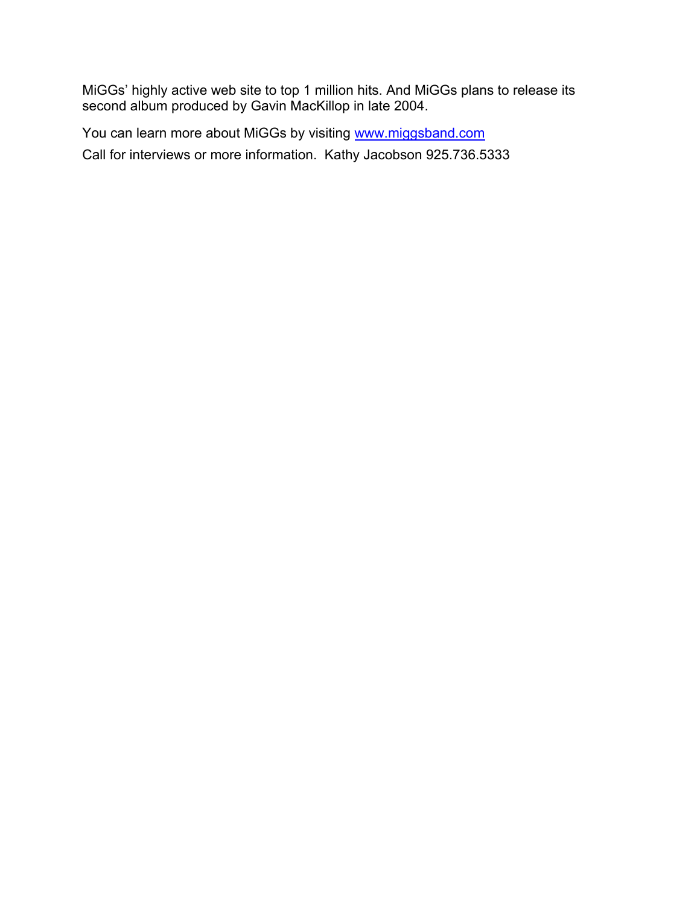MiGGs' highly active web site to top 1 million hits. And MiGGs plans to release its second album produced by Gavin MacKillop in late 2004.

You can learn more about MiGGs by visiting www.miggsband.com

Call for interviews or more information.  Kathy Jacobson 925.736.5333